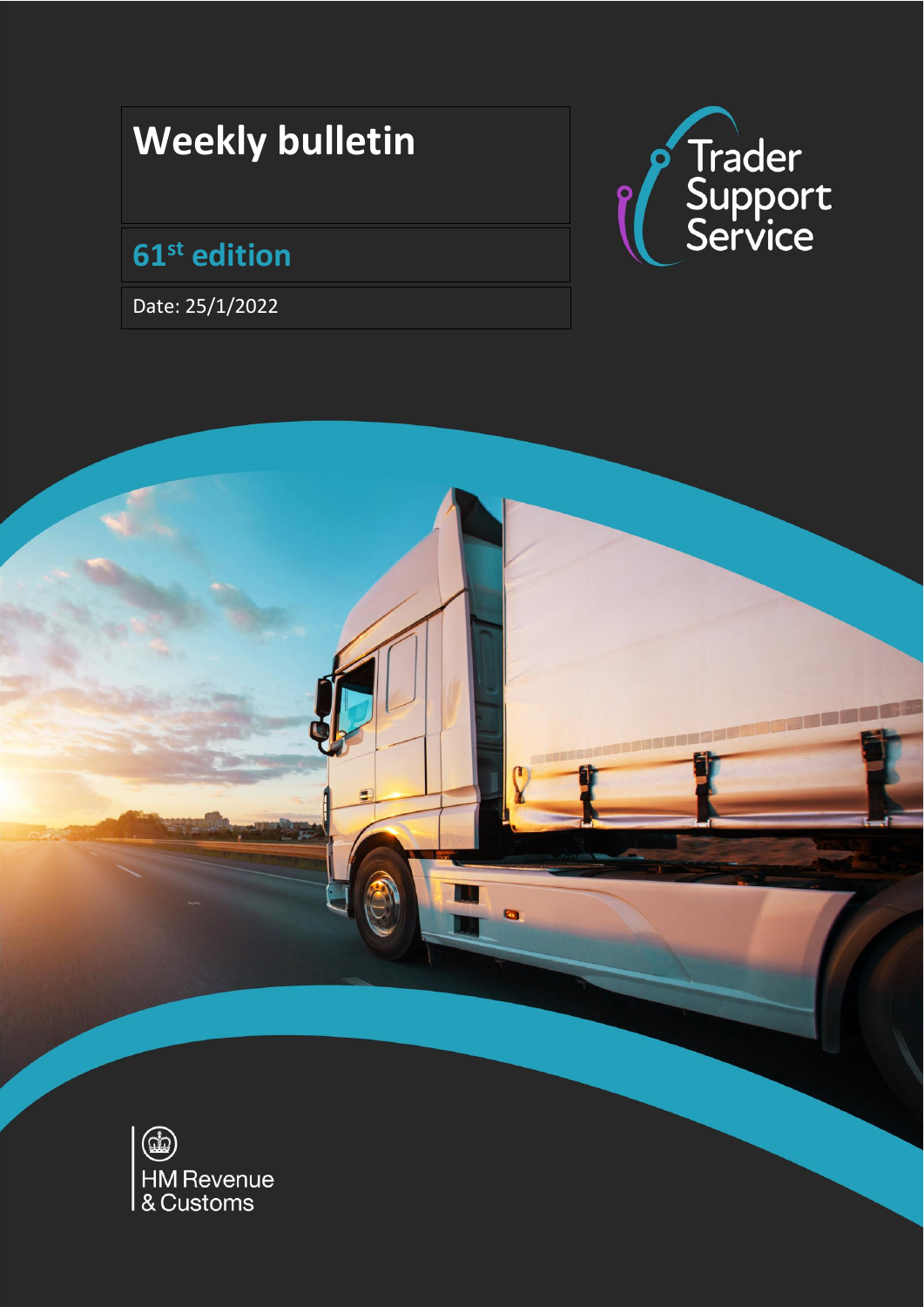# Weekly bulletin

## 61st edition

Date: 25/1/2022

Trader Support Service

HM Revenue & Customs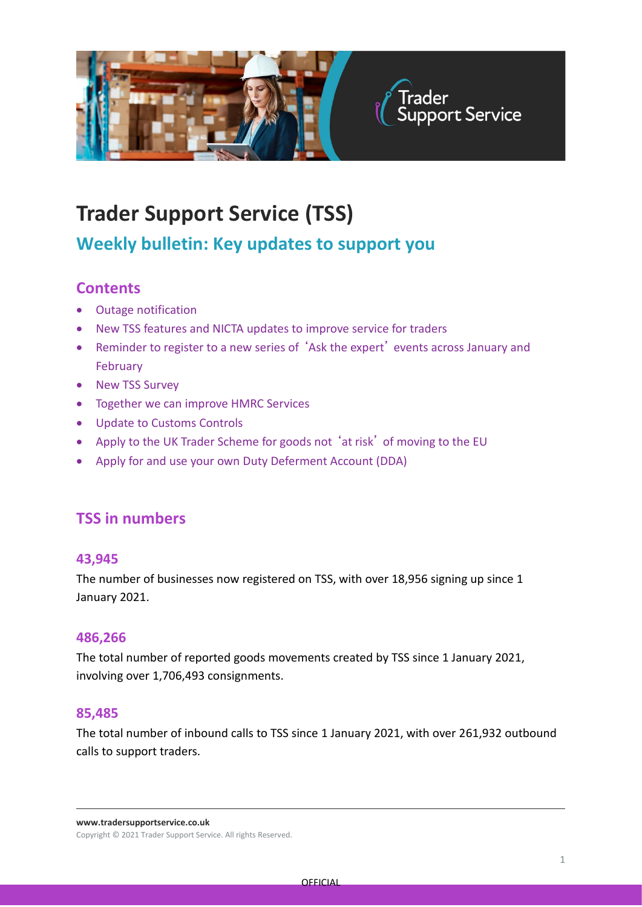# Trader Support Service (TSS)

## Weekly bulletin: Key updates to support you

### Contents

- Outage notification
- New TSS features and NICTA updates to improve service for traders
- Reminder to register to a new series of 'Ask the expert' events across January and February
- New TSS Survey
- Together we can improve HMRC Services
- Update to Customs Controls
- Apply to the UK Trader Scheme for goods not 'at risk' of moving to the EU
- Apply for and use your own Duty Deferment Account (DDA)

### TSS in numbers

#### 43,945

The number of businesses now registered on TSS, with over 18,956 signing up since 1 January 2021.

#### 486,266

The total number of reported goods movements created by TSS since 1 January 2021, involving over 1,706,493 consignments.

#### 85,485

The total number of inbound calls to TSS since 1 January 2021, with over 261,932 outbound calls to support traders.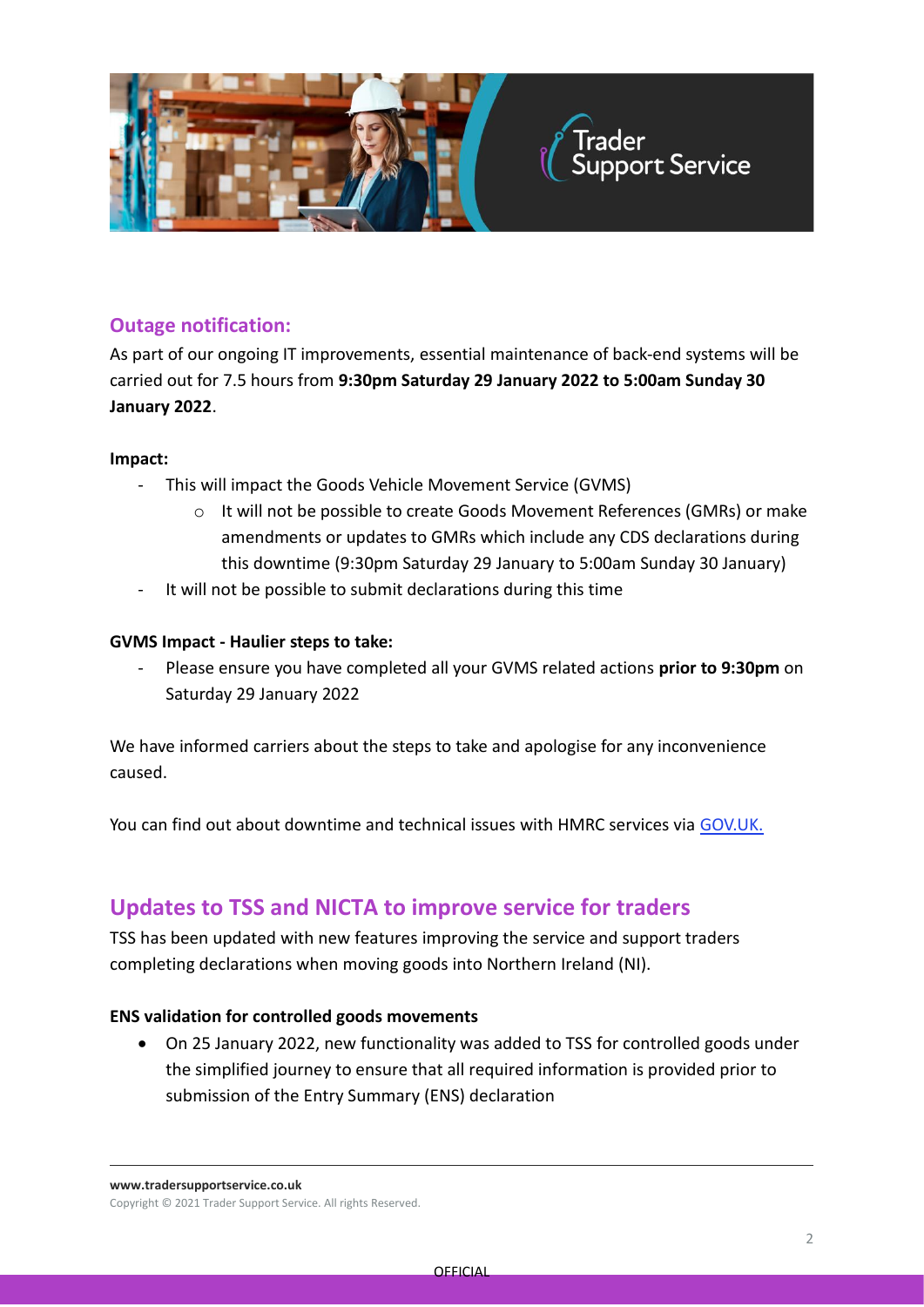## Outage notification:

As part of our ongoing IT improvements, essential maintenance of back-end systems will be carried out for 7.5 hours from **9:30pm Saturday 29 January 2022 to 5:00am Sunday 30 January 2022**.

**Impact:**

- This will impact the Goods Vehicle Movement Service (GVMS)
    - It will not be possible to create Goods Movement References (GMRs) or make amendments or updates to GMRs which include any CDS declarations during this downtime (9:30pm Saturday 29 January to 5:00am Sunday 30 January)
- It will not be possible to submit declarations during this time

**GVMS Impact - Haulier steps to take:**

- Please ensure you have completed all your GVMS related actions **prior to 9:30pm** on Saturday 29 January 2022

We have informed carriers about the steps to take and apologise for any inconvenience caused.

You can find out about downtime and technical issues with HMRC services via GOV.UK.

## Updates to TSS and NICTA to improve service for traders

TSS has been updated with new features improving the service and support traders completing declarations when moving goods into Northern Ireland (NI).

**ENS validation for controlled goods movements**

- On 25 January 2022, new functionality was added to TSS for controlled goods under the simplified journey to ensure that all required information is provided prior to submission of the Entry Summary (ENS) declaration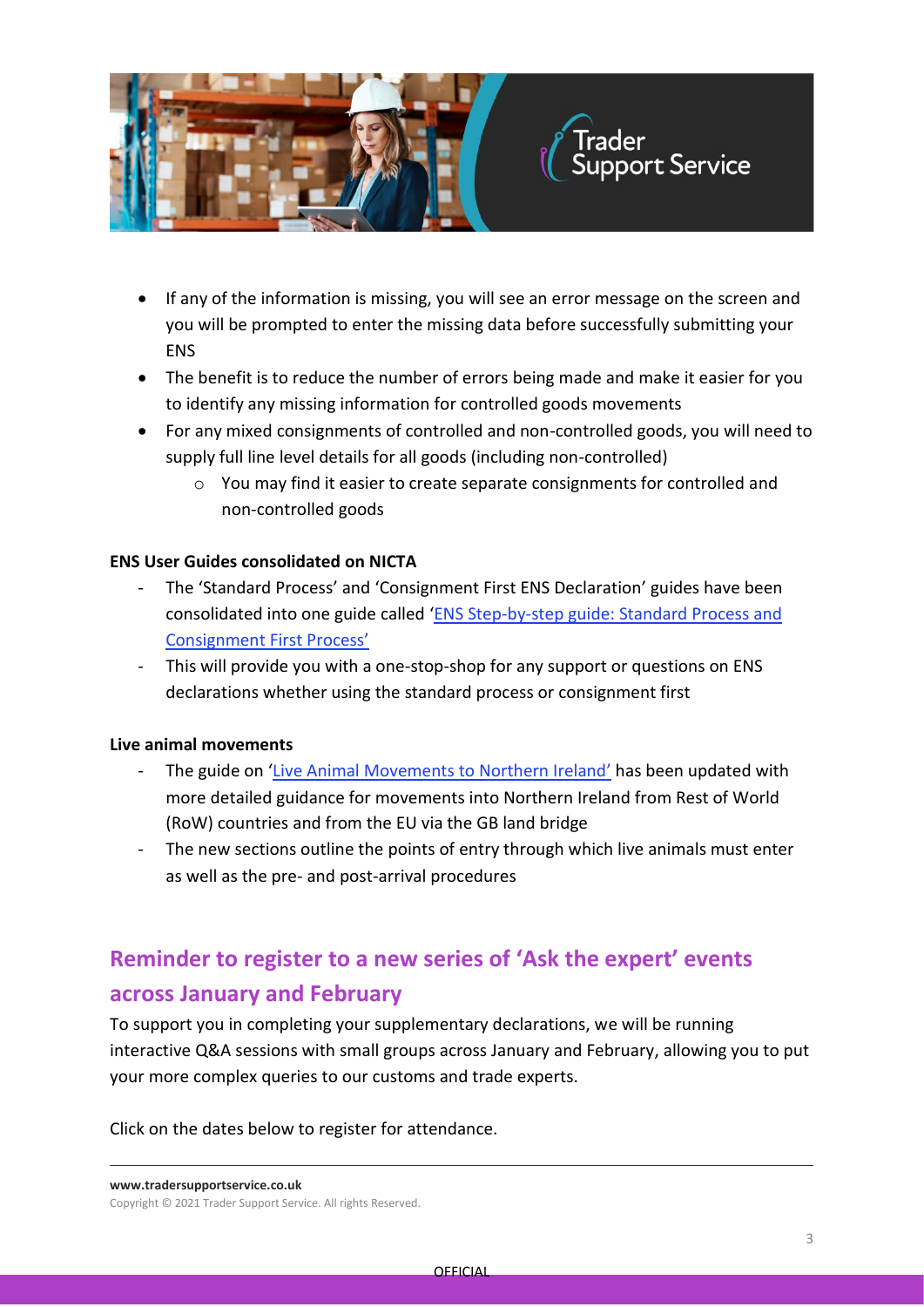- If any of the information is missing, you will see an error message on the screen and you will be prompted to enter the missing data before successfully submitting your ENS
- The benefit is to reduce the number of errors being made and make it easier for you to identify any missing information for controlled goods movements
- For any mixed consignments of controlled and non-controlled goods, you will need to supply full line level details for all goods (including non-controlled)
  - You may find it easier to create separate consignments for controlled and non-controlled goods

**ENS User Guides consolidated on NICTA**

- The 'Standard Process' and 'Consignment First ENS Declaration' guides have been consolidated into one guide called 'ENS Step-by-step guide: Standard Process and Consignment First Process'
- This will provide you with a one-stop-shop for any support or questions on ENS declarations whether using the standard process or consignment first

**Live animal movements**

- The guide on 'Live Animal Movements to Northern Ireland' has been updated with more detailed guidance for movements into Northern Ireland from Rest of World (RoW) countries and from the EU via the GB land bridge
- The new sections outline the points of entry through which live animals must enter as well as the pre- and post-arrival procedures

## Reminder to register to a new series of 'Ask the expert' events across January and February

To support you in completing your supplementary declarations, we will be running interactive Q&A sessions with small groups across January and February, allowing you to put your more complex queries to our customs and trade experts.

Click on the dates below to register for attendance.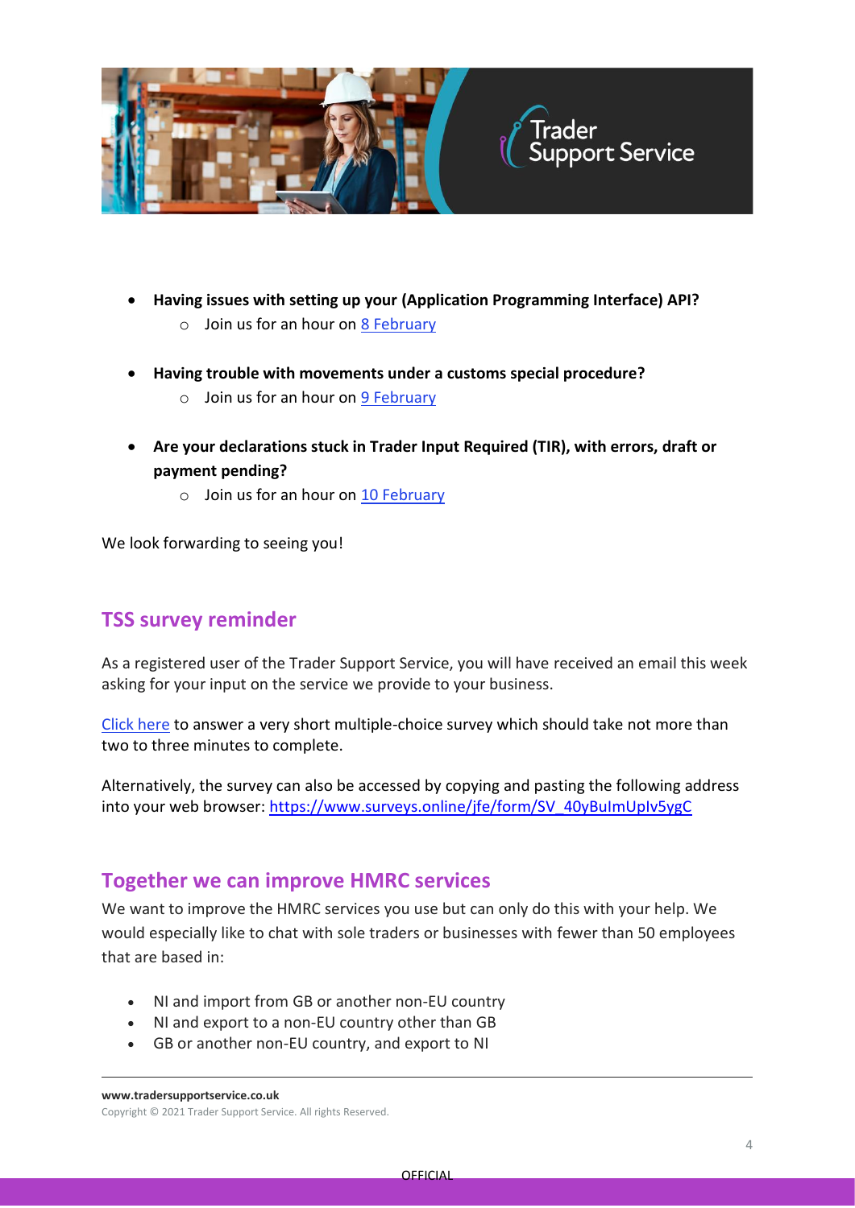- **Having issues with setting up your (Application Programming Interface) API?**
    - Join us for an hour on 8 February

- **Having trouble with movements under a customs special procedure?**
    - Join us for an hour on 9 February

- **Are your declarations stuck in Trader Input Required (TIR), with errors, draft or payment pending?**
    - Join us for an hour on 10 February

We look forwarding to seeing you!

## TSS survey reminder

As a registered user of the Trader Support Service, you will have received an email this week asking for your input on the service we provide to your business.

Click here to answer a very short multiple-choice survey which should take not more than two to three minutes to complete.

Alternatively, the survey can also be accessed by copying and pasting the following address into your web browser: https://www.surveys.online/jfe/form/SV_40yBuImUpIv5ygC

## Together we can improve HMRC services

We want to improve the HMRC services you use but can only do this with your help. We would especially like to chat with sole traders or businesses with fewer than 50 employees that are based in:

- NI and import from GB or another non-EU country
- NI and export to a non-EU country other than GB
- GB or another non-EU country, and export to NI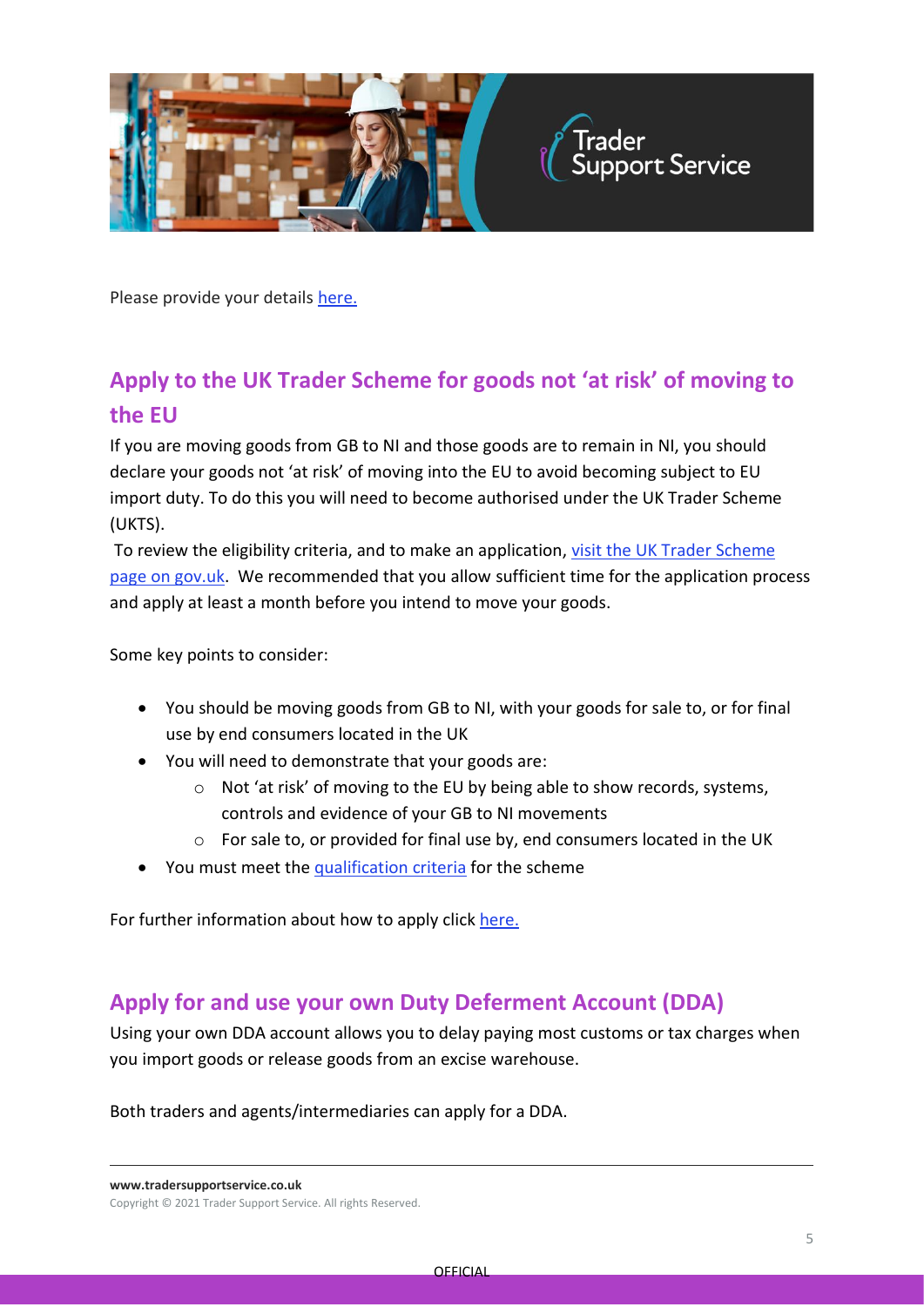Please provide your details here.

## Apply to the UK Trader Scheme for goods not 'at risk' of moving to the EU

If you are moving goods from GB to NI and those goods are to remain in NI, you should declare your goods not 'at risk' of moving into the EU to avoid becoming subject to EU import duty. To do this you will need to become authorised under the UK Trader Scheme (UKTS).

To review the eligibility criteria, and to make an application, visit the UK Trader Scheme page on gov.uk. We recommended that you allow sufficient time for the application process and apply at least a month before you intend to move your goods.

Some key points to consider:

- You should be moving goods from GB to NI, with your goods for sale to, or for final use by end consumers located in the UK
- You will need to demonstrate that your goods are:
  - Not 'at risk' of moving to the EU by being able to show records, systems, controls and evidence of your GB to NI movements
  - For sale to, or provided for final use by, end consumers located in the UK
- You must meet the qualification criteria for the scheme

For further information about how to apply click here.

## Apply for and use your own Duty Deferment Account (DDA)

Using your own DDA account allows you to delay paying most customs or tax charges when you import goods or release goods from an excise warehouse.

Both traders and agents/intermediaries can apply for a DDA.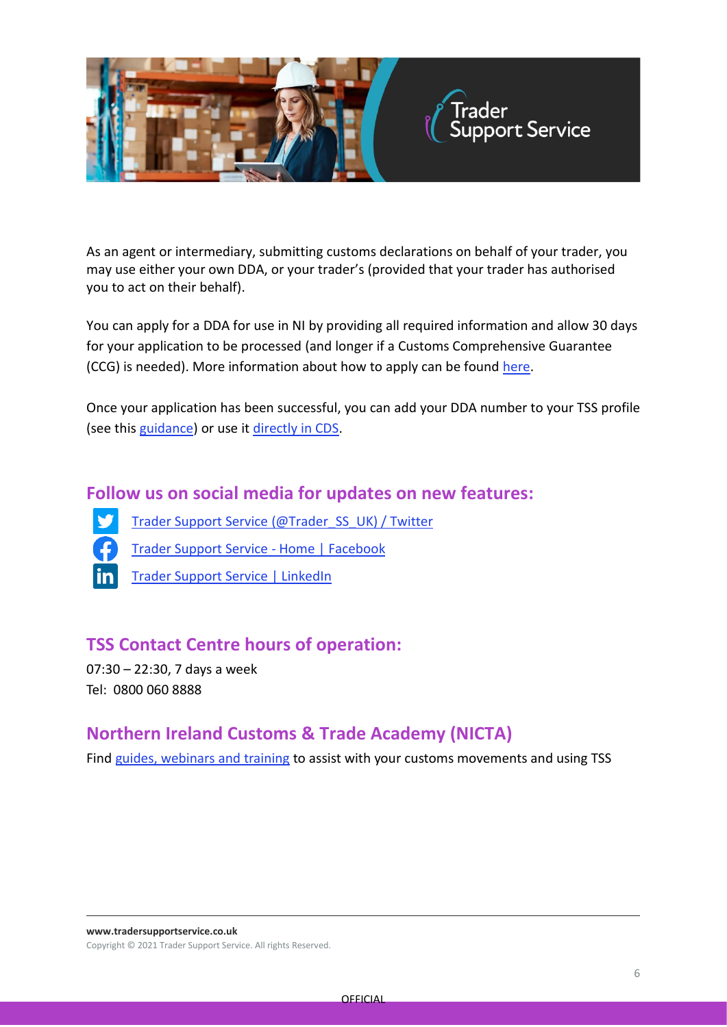As an agent or intermediary, submitting customs declarations on behalf of your trader, you may use either your own DDA, or your trader's (provided that your trader has authorised you to act on their behalf).

You can apply for a DDA for use in NI by providing all required information and allow 30 days for your application to be processed (and longer if a Customs Comprehensive Guarantee (CCG) is needed). More information about how to apply can be found here.

Once your application has been successful, you can add your DDA number to your TSS profile (see this guidance) or use it directly in CDS.

## Follow us on social media for updates on new features:

- Trader Support Service (@Trader_SS_UK) / Twitter
- Trader Support Service - Home | Facebook
- Trader Support Service | LinkedIn

## TSS Contact Centre hours of operation:

07:30 – 22:30, 7 days a week
Tel: 0800 060 8888

## Northern Ireland Customs & Trade Academy (NICTA)

Find guides, webinars and training to assist with your customs movements and using TSS